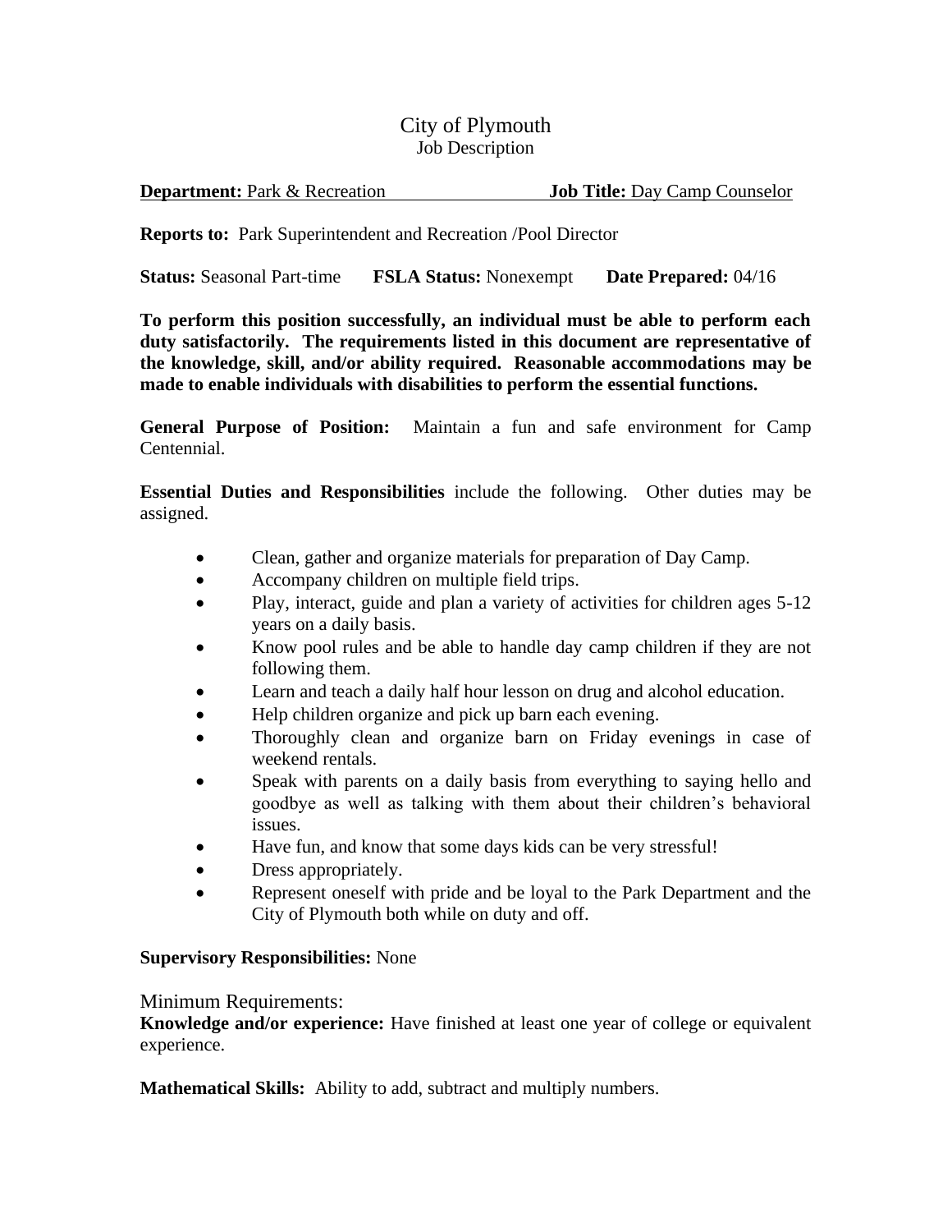# City of Plymouth

Job Description

**Department:** Park & Recreation **Job Title:** Day Camp Counselor

**Reports to:** Park Superintendent and Recreation /Pool Director

**Status:** Seasonal Part-time **FSLA Status:** Nonexempt **Date Prepared:** 04/16

**To perform this position successfully, an individual must be able to perform each duty satisfactorily. The requirements listed in this document are representative of the knowledge, skill, and/or ability required. Reasonable accommodations may be made to enable individuals with disabilities to perform the essential functions.**

**General Purpose of Position:** Maintain a fun and safe environment for Camp Centennial.

**Essential Duties and Responsibilities** include the following. Other duties may be assigned.

- Clean, gather and organize materials for preparation of Day Camp.
- Accompany children on multiple field trips.
- Play, interact, guide and plan a variety of activities for children ages 5-12 years on a daily basis.
- Know pool rules and be able to handle day camp children if they are not following them.
- Learn and teach a daily half hour lesson on drug and alcohol education.
- Help children organize and pick up barn each evening.
- Thoroughly clean and organize barn on Friday evenings in case of weekend rentals.
- Speak with parents on a daily basis from everything to saying hello and goodbye as well as talking with them about their children's behavioral issues.
- Have fun, and know that some days kids can be very stressful!
- Dress appropriately.
- Represent oneself with pride and be loyal to the Park Department and the City of Plymouth both while on duty and off.

**Supervisory Responsibilities:** None

Minimum Requirements:

**Knowledge and/or experience:** Have finished at least one year of college or equivalent experience.

**Mathematical Skills:** Ability to add, subtract and multiply numbers.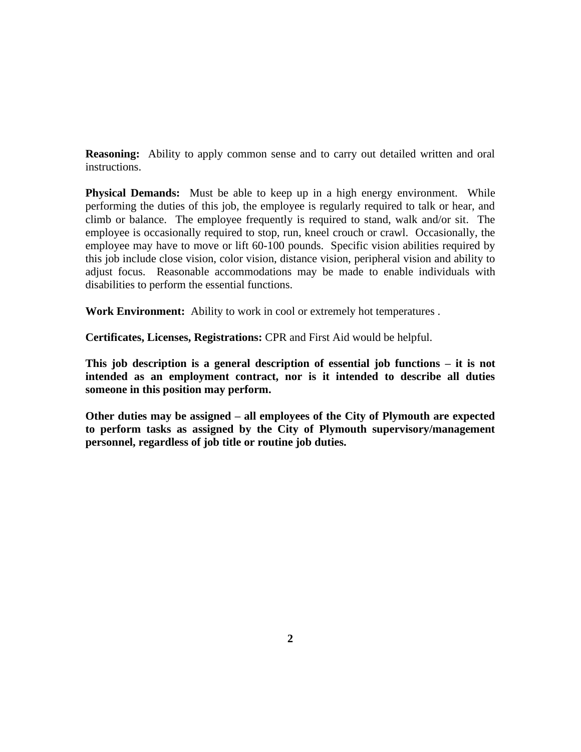**Reasoning:** Ability to apply common sense and to carry out detailed written and oral instructions.

**Physical Demands:** Must be able to keep up in a high energy environment. While performing the duties of this job, the employee is regularly required to talk or hear, and climb or balance. The employee frequently is required to stand, walk and/or sit. The employee is occasionally required to stop, run, kneel crouch or crawl. Occasionally, the employee may have to move or lift 60-100 pounds. Specific vision abilities required by this job include close vision, color vision, distance vision, peripheral vision and ability to adjust focus. Reasonable accommodations may be made to enable individuals with disabilities to perform the essential functions.

**Work Environment:** Ability to work in cool or extremely hot temperatures .

**Certificates, Licenses, Registrations:** CPR and First Aid would be helpful.

**This job description is a general description of essential job functions – it is not intended as an employment contract, nor is it intended to describe all duties someone in this position may perform.**

**Other duties may be assigned – all employees of the City of Plymouth are expected to perform tasks as assigned by the City of Plymouth supervisory/management personnel, regardless of job title or routine job duties.**